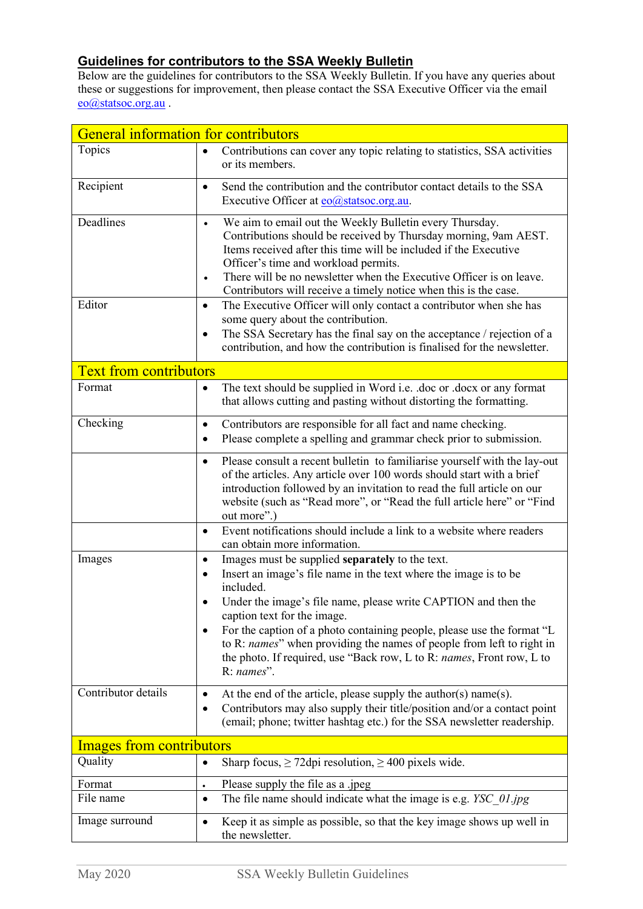## Guidelines for contributors to the SSA Weekly Bulletin

Below are the guidelines for contributors to the SSA Weekly Bulletin. If you have any queries about these or suggestions for improvement, then please contact the SSA Executive Officer via the email eo@statsoc.org.au .

| **General information for contributors** | |
|---|---|
| Topics | • Contributions can cover any topic relating to statistics, SSA activities or its members. |
| Recipient | • Send the contribution and the contributor contact details to the SSA Executive Officer at eo@statsoc.org.au. |
| Deadlines | • We aim to email out the Weekly Bulletin every Thursday. Contributions should be received by Thursday morning, 9am AEST. Items received after this time will be included if the Executive Officer's time and workload permits.<br>• There will be no newsletter when the Executive Officer is on leave. Contributors will receive a timely notice when this is the case. |
| Editor | • The Executive Officer will only contact a contributor when she has some query about the contribution.<br>• The SSA Secretary has the final say on the acceptance / rejection of a contribution, and how the contribution is finalised for the newsletter. |
| **Text from contributors** | |
| Format | • The text should be supplied in Word i.e. .doc or .docx or any format that allows cutting and pasting without distorting the formatting. |
| Checking | • Contributors are responsible for all fact and name checking.<br>• Please complete a spelling and grammar check prior to submission. |
| | • Please consult a recent bulletin to familiarise yourself with the lay-out of the articles. Any article over 100 words should start with a brief introduction followed by an invitation to read the full article on our website (such as "Read more", or "Read the full article here" or "Find out more".) |
| | • Event notifications should include a link to a website where readers can obtain more information. |
| Images | • Images must be supplied **separately** to the text.<br>• Insert an image's file name in the text where the image is to be included.<br>• Under the image's file name, please write CAPTION and then the caption text for the image.<br>• For the caption of a photo containing people, please use the format "L to R: *names*" when providing the names of people from left to right in the photo. If required, use "Back row, L to R: *names*, Front row, L to R: *names*". |
| Contributor details | • At the end of the article, please supply the author(s) name(s).<br>• Contributors may also supply their title/position and/or a contact point (email; phone; twitter hashtag etc.) for the SSA newsletter readership. |
| **Images from contributors** | |
| Quality | • Sharp focus, ≥ 72dpi resolution, ≥ 400 pixels wide. |
| Format | • Please supply the file as a .jpeg |
| File name | • The file name should indicate what the image is e.g. *YSC_01.jpg* |
| Image surround | • Keep it as simple as possible, so that the key image shows up well in the newsletter. |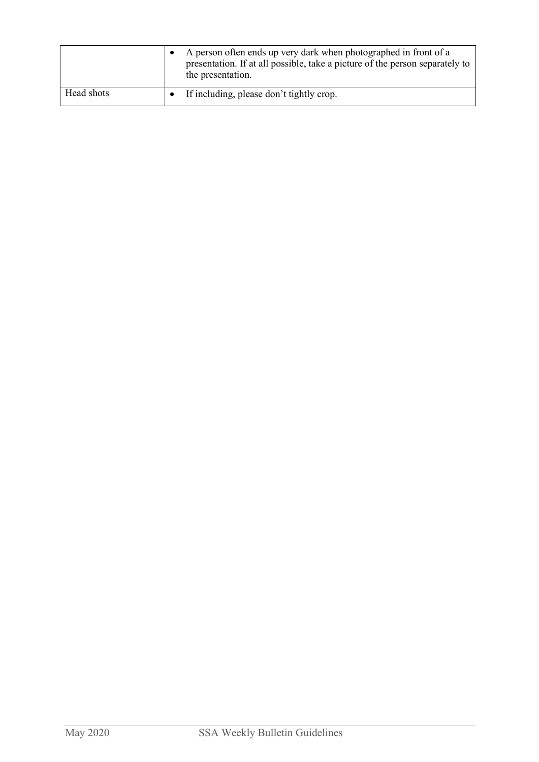| | |
|---|---|
| | • A person often ends up very dark when photographed in front of a presentation. If at all possible, take a picture of the person separately to the presentation. |
| Head shots | • If including, please don't tightly crop. |